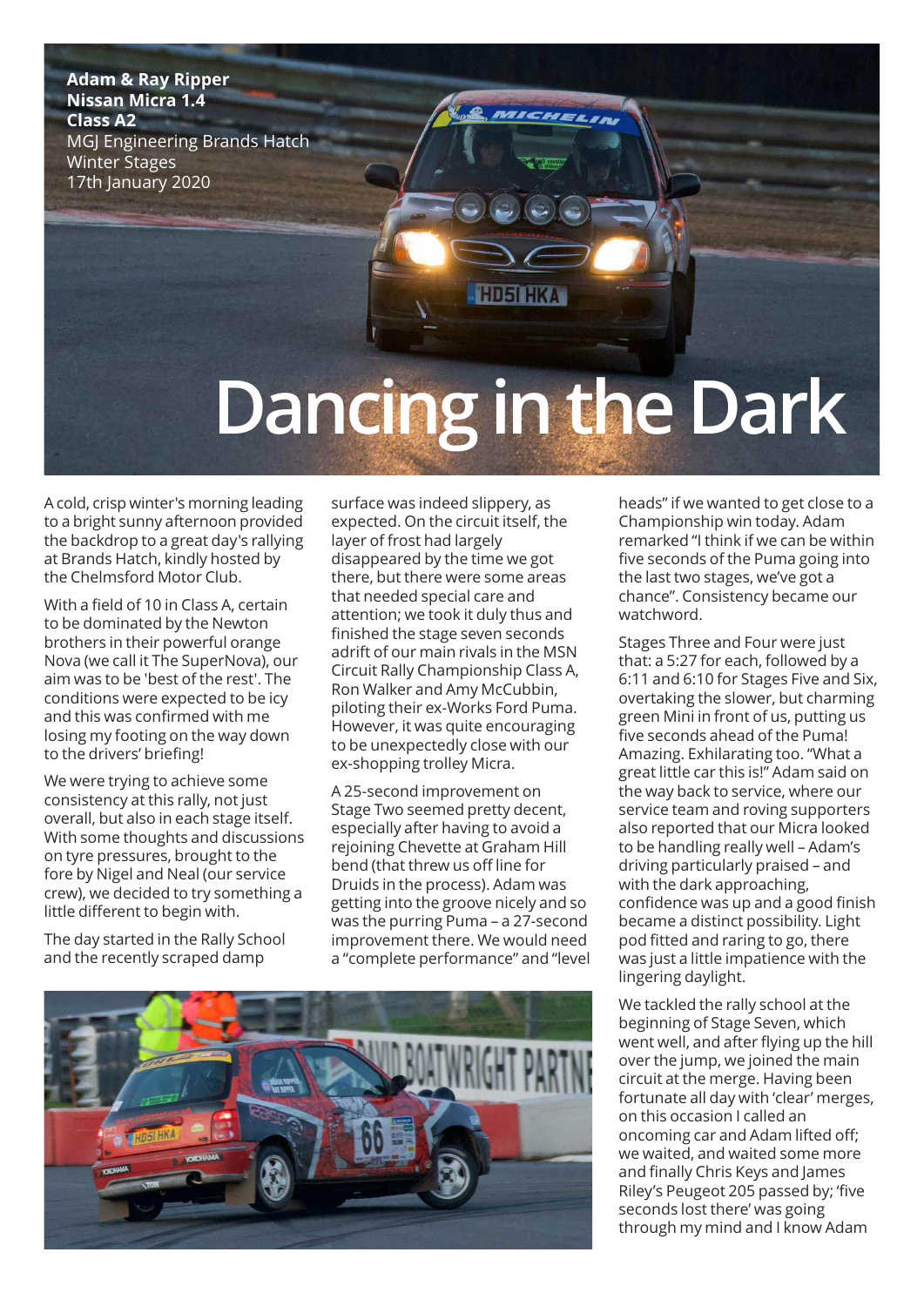**Adam & Ray Ripper**
**Nissan Micra 1.4**
**Class A2**
MGJ Engineering Brands Hatch
Winter Stages
17th January 2020

# Dancing in the Dark

A cold, crisp winter's morning leading to a bright sunny afternoon provided the backdrop to a great day's rallying at Brands Hatch, kindly hosted by the Chelmsford Motor Club.

With a field of 10 in Class A, certain to be dominated by the Newton brothers in their powerful orange Nova (we call it The SuperNova), our aim was to be 'best of the rest'. The conditions were expected to be icy and this was confirmed with me losing my footing on the way down to the drivers' briefing!

We were trying to achieve some consistency at this rally, not just overall, but also in each stage itself. With some thoughts and discussions on tyre pressures, brought to the fore by Nigel and Neal (our service crew), we decided to try something a little different to begin with.

The day started in the Rally School and the recently scraped damp surface was indeed slippery, as expected. On the circuit itself, the layer of frost had largely disappeared by the time we got there, but there were some areas that needed special care and attention; we took it duly thus and finished the stage seven seconds adrift of our main rivals in the MSN Circuit Rally Championship Class A, Ron Walker and Amy McCubbin, piloting their ex-Works Ford Puma. However, it was quite encouraging to be unexpectedly close with our ex-shopping trolley Micra.

A 25-second improvement on Stage Two seemed pretty decent, especially after having to avoid a rejoining Chevette at Graham Hill bend (that threw us off line for Druids in the process). Adam was getting into the groove nicely and so was the purring Puma – a 27-second improvement there. We would need a "complete performance" and "level heads" if we wanted to get close to a Championship win today. Adam remarked "I think if we can be within five seconds of the Puma going into the last two stages, we've got a chance". Consistency became our watchword.

Stages Three and Four were just that: a 5:27 for each, followed by a 6:11 and 6:10 for Stages Five and Six, overtaking the slower, but charming green Mini in front of us, putting us five seconds ahead of the Puma! Amazing. Exhilarating too. "What a great little car this is!" Adam said on the way back to service, where our service team and roving supporters also reported that our Micra looked to be handling really well – Adam's driving particularly praised – and with the dark approaching, confidence was up and a good finish became a distinct possibility. Light pod fitted and raring to go, there was just a little impatience with the lingering daylight.

We tackled the rally school at the beginning of Stage Seven, which went well, and after flying up the hill over the jump, we joined the main circuit at the merge. Having been fortunate all day with 'clear' merges, on this occasion I called an oncoming car and Adam lifted off; we waited, and waited some more and finally Chris Keys and James Riley's Peugeot 205 passed by; 'five seconds lost there' was going through my mind and I know Adam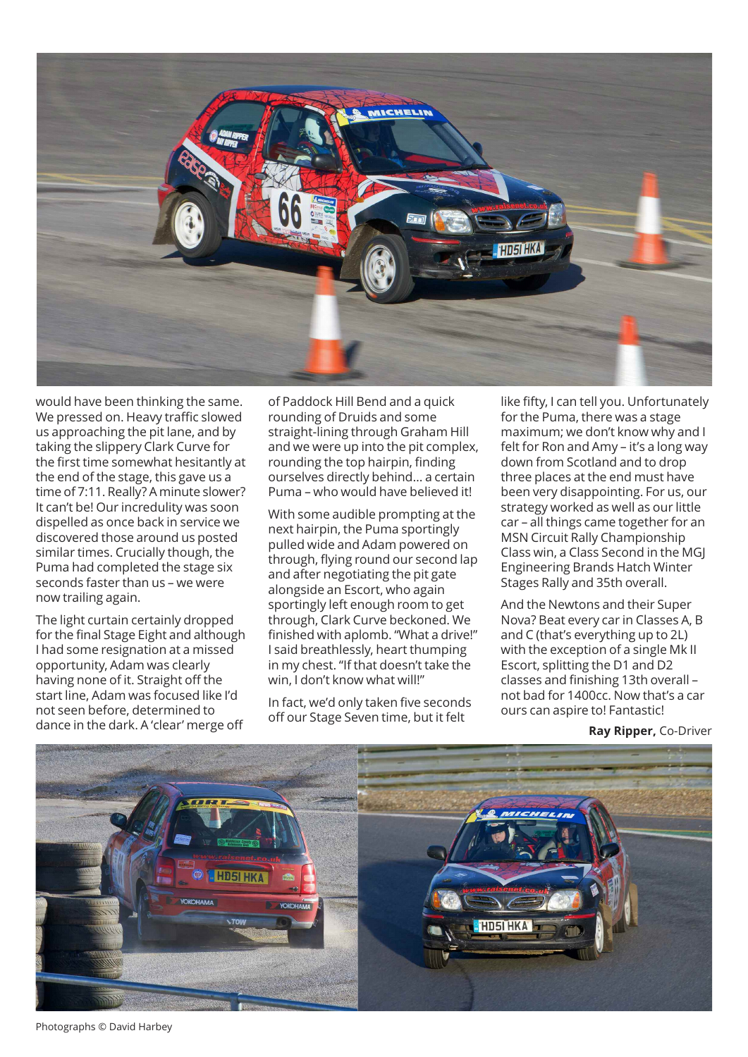would have been thinking the same. We pressed on. Heavy traffic slowed us approaching the pit lane, and by taking the slippery Clark Curve for the first time somewhat hesitantly at the end of the stage, this gave us a time of 7:11. Really? A minute slower? It can't be! Our incredulity was soon dispelled as once back in service we discovered those around us posted similar times. Crucially though, the Puma had completed the stage six seconds faster than us – we were now trailing again.

The light curtain certainly dropped for the final Stage Eight and although I had some resignation at a missed opportunity, Adam was clearly having none of it. Straight off the start line, Adam was focused like I'd not seen before, determined to dance in the dark. A 'clear' merge off of Paddock Hill Bend and a quick rounding of Druids and some straight-lining through Graham Hill and we were up into the pit complex, rounding the top hairpin, finding ourselves directly behind... a certain Puma – who would have believed it!

With some audible prompting at the next hairpin, the Puma sportingly pulled wide and Adam powered on through, flying round our second lap and after negotiating the pit gate alongside an Escort, who again sportingly left enough room to get through, Clark Curve beckoned. We finished with aplomb. "What a drive!" I said breathlessly, heart thumping in my chest. "If that doesn't take the win, I don't know what will!"

In fact, we'd only taken five seconds off our Stage Seven time, but it felt like fifty, I can tell you. Unfortunately for the Puma, there was a stage maximum; we don't know why and I felt for Ron and Amy – it's a long way down from Scotland and to drop three places at the end must have been very disappointing. For us, our strategy worked as well as our little car – all things came together for an MSN Circuit Rally Championship Class win, a Class Second in the MGJ Engineering Brands Hatch Winter Stages Rally and 35th overall.

And the Newtons and their Super Nova? Beat every car in Classes A, B and C (that's everything up to 2L) with the exception of a single Mk II Escort, splitting the D1 and D2 classes and finishing 13th overall – not bad for 1400cc. Now that's a car ours can aspire to! Fantastic!

**Ray Ripper,** Co-Driver

Photographs © David Harbey